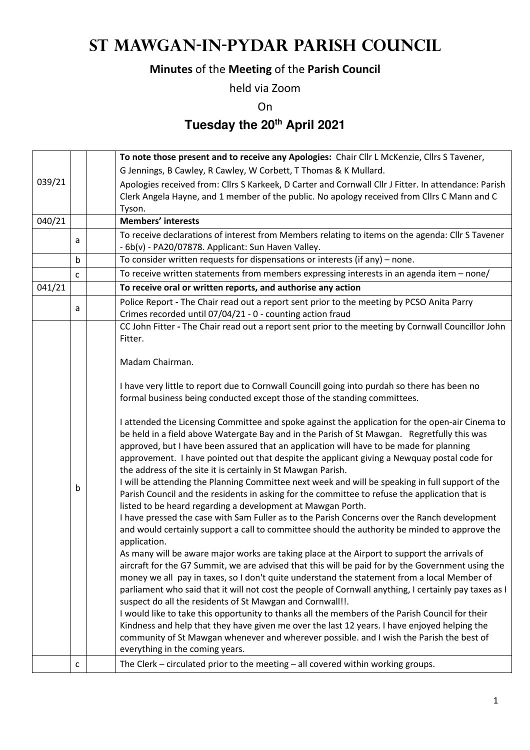# St Mawgan-in-Pydar Parish Council

**Minutes** of the **Meeting** of the **Parish Council**

held via Zoom

On

## Tuesday the 20th April 2021

| | | | |
|---|---|---|---|
| 039/21 | | | **To note those present and to receive any Apologies:** Chair Cllr L McKenzie, Cllrs S Tavener, G Jennings, B Cawley, R Cawley, W Corbett, T Thomas & K Mullard. Apologies received from: Cllrs S Karkeek, D Carter and Cornwall Cllr J Fitter. In attendance: Parish Clerk Angela Hayne, and 1 member of the public. No apology received from Cllrs C Mann and C Tyson. |
| 040/21 | | | **Members' interests** |
| | a | | To receive declarations of interest from Members relating to items on the agenda: Cllr S Tavener - 6b(v) - PA20/07878. Applicant: Sun Haven Valley. |
| | b | | To consider written requests for dispensations or interests (if any) – none. |
| | c | | To receive written statements from members expressing interests in an agenda item – none/ |
| 041/21 | | | **To receive oral or written reports, and authorise any action** |
| | a | | Police Report **-** The Chair read out a report sent prior to the meeting by PCSO Anita Parry Crimes recorded until 07/04/21 - 0 - counting action fraud |
| | b | | CC John Fitter **-** The Chair read out a report sent prior to the meeting by Cornwall Councillor John Fitter.<br><br>Madam Chairman.<br><br>I have very little to report due to Cornwall Councill going into purdah so there has been no formal business being conducted except those of the standing committees.<br><br>I attended the Licensing Committee and spoke against the application for the open-air Cinema to be held in a field above Watergate Bay and in the Parish of St Mawgan. Regretfully this was approved, but I have been assured that an application will have to be made for planning approvement. I have pointed out that despite the applicant giving a Newquay postal code for the address of the site it is certainly in St Mawgan Parish.<br>I will be attending the Planning Committee next week and will be speaking in full support of the Parish Council and the residents in asking for the committee to refuse the application that is listed to be heard regarding a development at Mawgan Porth.<br>I have pressed the case with Sam Fuller as to the Parish Concerns over the Ranch development and would certainly support a call to committee should the authority be minded to approve the application.<br>As many will be aware major works are taking place at the Airport to support the arrivals of aircraft for the G7 Summit, we are advised that this will be paid for by the Government using the money we all pay in taxes, so I don't quite understand the statement from a local Member of parliament who said that it will not cost the people of Cornwall anything, I certainly pay taxes as I suspect do all the residents of St Mawgan and Cornwall!!.<br>I would like to take this opportunity to thanks all the members of the Parish Council for their Kindness and help that they have given me over the last 12 years. I have enjoyed helping the community of St Mawgan whenever and wherever possible. and I wish the Parish the best of everything in the coming years. |
| | c | | The Clerk – circulated prior to the meeting – all covered within working groups. |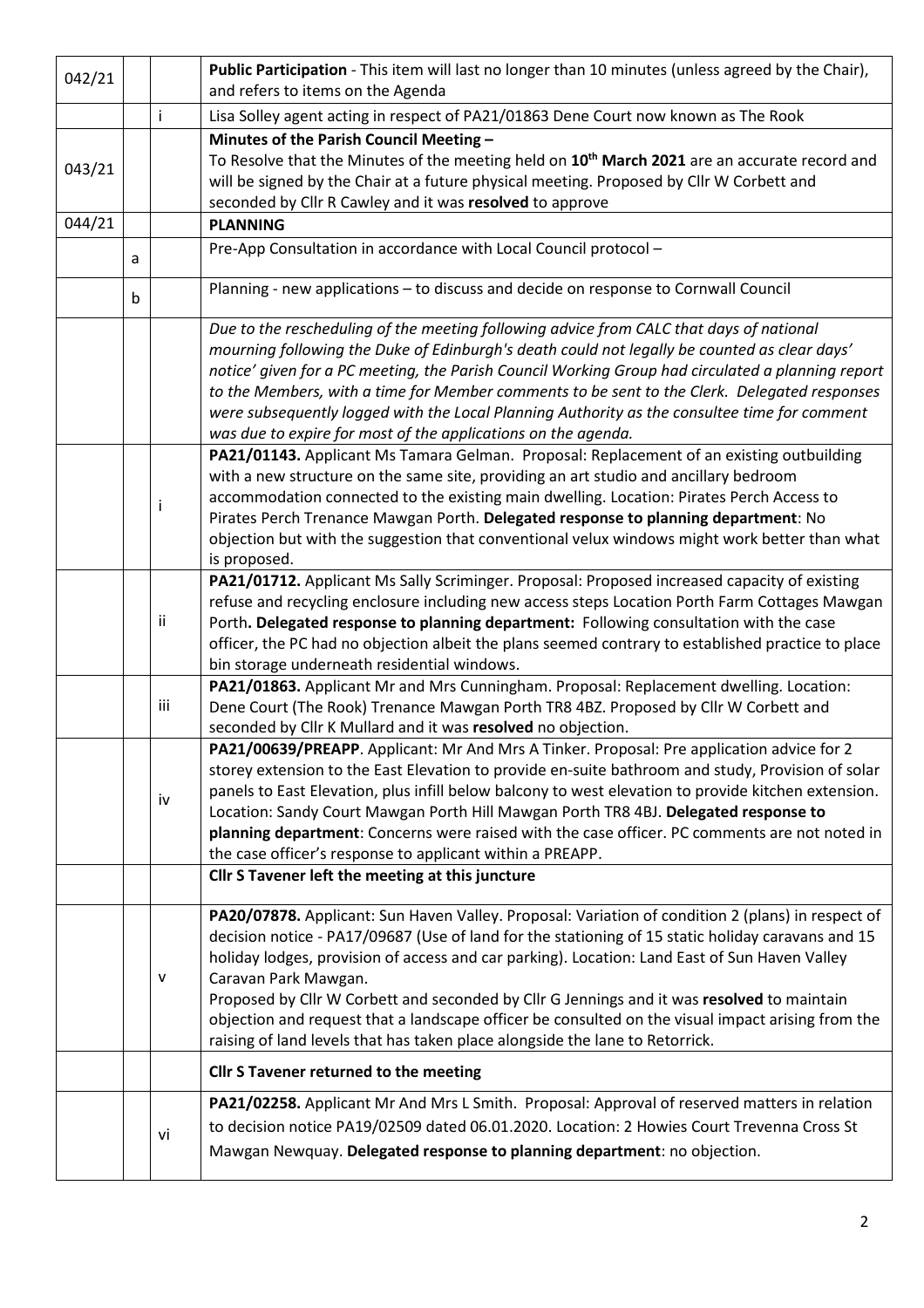| | | | |
|---|---|---|---|
| 042/21 | | | **Public Participation** - This item will last no longer than 10 minutes (unless agreed by the Chair), and refers to items on the Agenda |
| | | i | Lisa Solley agent acting in respect of PA21/01863 Dene Court now known as The Rook |
| 043/21 | | | **Minutes of the Parish Council Meeting –** To Resolve that the Minutes of the meeting held on **10th March 2021** are an accurate record and will be signed by the Chair at a future physical meeting. Proposed by Cllr W Corbett and seconded by Cllr R Cawley and it was **resolved** to approve |
| 044/21 | | | **PLANNING** |
| | a | | Pre-App Consultation in accordance with Local Council protocol – |
| | b | | Planning - new applications – to discuss and decide on response to Cornwall Council |
| | | | *Due to the rescheduling of the meeting following advice from CALC that days of national mourning following the Duke of Edinburgh's death could not legally be counted as clear days' notice' given for a PC meeting, the Parish Council Working Group had circulated a planning report to the Members, with a time for Member comments to be sent to the Clerk. Delegated responses were subsequently logged with the Local Planning Authority as the consultee time for comment was due to expire for most of the applications on the agenda.* |
| | | i | **PA21/01143.** Applicant Ms Tamara Gelman. Proposal: Replacement of an existing outbuilding with a new structure on the same site, providing an art studio and ancillary bedroom accommodation connected to the existing main dwelling. Location: Pirates Perch Access to Pirates Perch Trenance Mawgan Porth. **Delegated response to planning department**: No objection but with the suggestion that conventional velux windows might work better than what is proposed. |
| | | ii | **PA21/01712.** Applicant Ms Sally Scriminger. Proposal: Proposed increased capacity of existing refuse and recycling enclosure including new access steps Location Porth Farm Cottages Mawgan Porth**. Delegated response to planning department:** Following consultation with the case officer, the PC had no objection albeit the plans seemed contrary to established practice to place bin storage underneath residential windows. |
| | | iii | **PA21/01863.** Applicant Mr and Mrs Cunningham. Proposal: Replacement dwelling. Location: Dene Court (The Rook) Trenance Mawgan Porth TR8 4BZ. Proposed by Cllr W Corbett and seconded by Cllr K Mullard and it was **resolved** no objection. |
| | | iv | **PA21/00639/PREAPP**. Applicant: Mr And Mrs A Tinker. Proposal: Pre application advice for 2 storey extension to the East Elevation to provide en-suite bathroom and study, Provision of solar panels to East Elevation, plus infill below balcony to west elevation to provide kitchen extension. Location: Sandy Court Mawgan Porth Hill Mawgan Porth TR8 4BJ. **Delegated response to planning department**: Concerns were raised with the case officer. PC comments are not noted in the case officer's response to applicant within a PREAPP. |
| | | | **Cllr S Tavener left the meeting at this juncture** |
| | | v | **PA20/07878.** Applicant: Sun Haven Valley. Proposal: Variation of condition 2 (plans) in respect of decision notice - PA17/09687 (Use of land for the stationing of 15 static holiday caravans and 15 holiday lodges, provision of access and car parking). Location: Land East of Sun Haven Valley Caravan Park Mawgan. Proposed by Cllr W Corbett and seconded by Cllr G Jennings and it was **resolved** to maintain objection and request that a landscape officer be consulted on the visual impact arising from the raising of land levels that has taken place alongside the lane to Retorrick. |
| | | | **Cllr S Tavener returned to the meeting** |
| | | vi | **PA21/02258.** Applicant Mr And Mrs L Smith. Proposal: Approval of reserved matters in relation to decision notice PA19/02509 dated 06.01.2020. Location: 2 Howies Court Trevenna Cross St Mawgan Newquay. **Delegated response to planning department**: no objection. |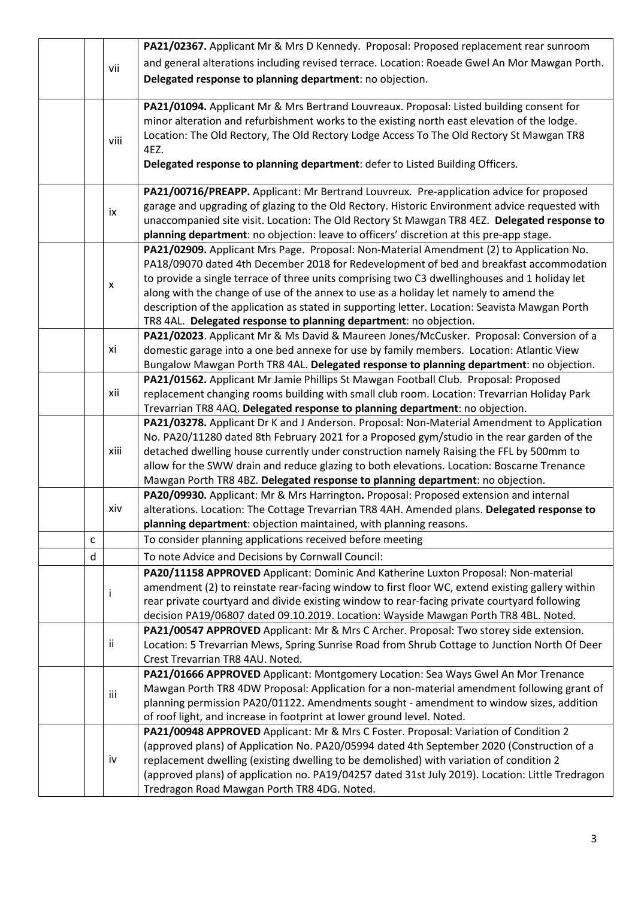| | | | |
|---|---|---|---|
| | | vii | **PA21/02367.** Applicant Mr & Mrs D Kennedy. Proposal: Proposed replacement rear sunroom and general alterations including revised terrace. Location: Roeade Gwel An Mor Mawgan Porth. **Delegated response to planning department**: no objection. |
| | | viii | **PA21/01094.** Applicant Mr & Mrs Bertrand Louvreaux. Proposal: Listed building consent for minor alteration and refurbishment works to the existing north east elevation of the lodge. Location: The Old Rectory, The Old Rectory Lodge Access To The Old Rectory St Mawgan TR8 4EZ. **Delegated response to planning department**: defer to Listed Building Officers. |
| | | ix | **PA21/00716/PREAPP.** Applicant: Mr Bertrand Louvreux. Pre-application advice for proposed garage and upgrading of glazing to the Old Rectory. Historic Environment advice requested with unaccompanied site visit. Location: The Old Rectory St Mawgan TR8 4EZ. **Delegated response to planning department**: no objection: leave to officers' discretion at this pre-app stage. |
| | | x | **PA21/02909.** Applicant Mrs Page. Proposal: Non-Material Amendment (2) to Application No. PA18/09070 dated 4th December 2018 for Redevelopment of bed and breakfast accommodation to provide a single terrace of three units comprising two C3 dwellinghouses and 1 holiday let along with the change of use of the annex to use as a holiday let namely to amend the description of the application as stated in supporting letter. Location: Seavista Mawgan Porth TR8 4AL. **Delegated response to planning department**: no objection. |
| | | xi | **PA21/02023**. Applicant Mr & Ms David & Maureen Jones/McCusker. Proposal: Conversion of a domestic garage into a one bed annexe for use by family members. Location: Atlantic View Bungalow Mawgan Porth TR8 4AL. **Delegated response to planning department**: no objection. |
| | | xii | **PA21/01562.** Applicant Mr Jamie Phillips St Mawgan Football Club. Proposal: Proposed replacement changing rooms building with small club room. Location: Trevarrian Holiday Park Trevarrian TR8 4AQ. **Delegated response to planning department**: no objection. |
| | | xiii | **PA21/03278.** Applicant Dr K and J Anderson. Proposal: Non-Material Amendment to Application No. PA20/11280 dated 8th February 2021 for a Proposed gym/studio in the rear garden of the detached dwelling house currently under construction namely Raising the FFL by 500mm to allow for the SWW drain and reduce glazing to both elevations. Location: Boscarne Trenance Mawgan Porth TR8 4BZ. **Delegated response to planning department**: no objection. |
| | | xiv | **PA20/09930.** Applicant: Mr & Mrs Harrington**.** Proposal: Proposed extension and internal alterations. Location: The Cottage Trevarrian TR8 4AH. Amended plans. **Delegated response to planning department**: objection maintained, with planning reasons. |
| | c | | To consider planning applications received before meeting |
| | d | | To note Advice and Decisions by Cornwall Council: |
| | | i | **PA20/11158 APPROVED** Applicant: Dominic And Katherine Luxton Proposal: Non-material amendment (2) to reinstate rear-facing window to first floor WC, extend existing gallery within rear private courtyard and divide existing window to rear-facing private courtyard following decision PA19/06807 dated 09.10.2019. Location: Wayside Mawgan Porth TR8 4BL. Noted. |
| | | ii | **PA21/00547 APPROVED** Applicant: Mr & Mrs C Archer. Proposal: Two storey side extension. Location: 5 Trevarrian Mews, Spring Sunrise Road from Shrub Cottage to Junction North Of Deer Crest Trevarrian TR8 4AU. Noted. |
| | | iii | **PA21/01666 APPROVED** Applicant: Montgomery Location: Sea Ways Gwel An Mor Trenance Mawgan Porth TR8 4DW Proposal: Application for a non-material amendment following grant of planning permission PA20/01122. Amendments sought - amendment to window sizes, addition of roof light, and increase in footprint at lower ground level. Noted. |
| | | iv | **PA21/00948 APPROVED** Applicant: Mr & Mrs C Foster. Proposal: Variation of Condition 2 (approved plans) of Application No. PA20/05994 dated 4th September 2020 (Construction of a replacement dwelling (existing dwelling to be demolished) with variation of condition 2 (approved plans) of application no. PA19/04257 dated 31st July 2019). Location: Little Tredragon Tredragon Road Mawgan Porth TR8 4DG. Noted. |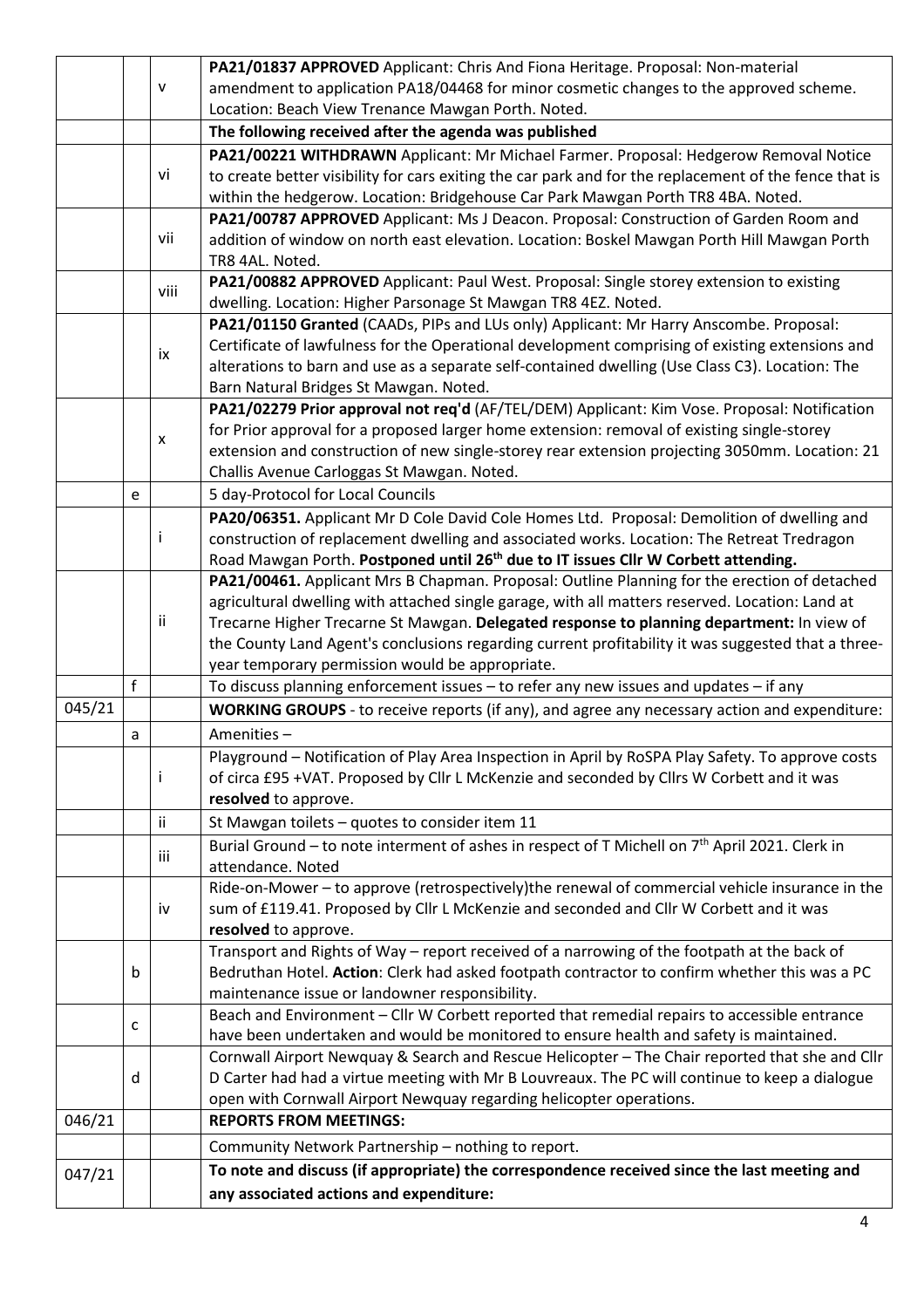| | | | |
|---|---|---|---|
| | | v | **PA21/01837 APPROVED** Applicant: Chris And Fiona Heritage. Proposal: Non-material amendment to application PA18/04468 for minor cosmetic changes to the approved scheme. Location: Beach View Trenance Mawgan Porth. Noted. |
| | | | **The following received after the agenda was published** |
| | | vi | **PA21/00221 WITHDRAWN** Applicant: Mr Michael Farmer. Proposal: Hedgerow Removal Notice to create better visibility for cars exiting the car park and for the replacement of the fence that is within the hedgerow. Location: Bridgehouse Car Park Mawgan Porth TR8 4BA. Noted. |
| | | vii | **PA21/00787 APPROVED** Applicant: Ms J Deacon. Proposal: Construction of Garden Room and addition of window on north east elevation. Location: Boskel Mawgan Porth Hill Mawgan Porth TR8 4AL. Noted. |
| | | viii | **PA21/00882 APPROVED** Applicant: Paul West. Proposal: Single storey extension to existing dwelling. Location: Higher Parsonage St Mawgan TR8 4EZ. Noted. |
| | | ix | **PA21/01150 Granted** (CAADs, PIPs and LUs only) Applicant: Mr Harry Anscombe. Proposal: Certificate of lawfulness for the Operational development comprising of existing extensions and alterations to barn and use as a separate self-contained dwelling (Use Class C3). Location: The Barn Natural Bridges St Mawgan. Noted. |
| | | x | **PA21/02279 Prior approval not req'd** (AF/TEL/DEM) Applicant: Kim Vose. Proposal: Notification for Prior approval for a proposed larger home extension: removal of existing single-storey extension and construction of new single-storey rear extension projecting 3050mm. Location: 21 Challis Avenue Carloggas St Mawgan. Noted. |
| | e | | 5 day-Protocol for Local Councils |
| | | i | **PA20/06351.** Applicant Mr D Cole David Cole Homes Ltd. Proposal: Demolition of dwelling and construction of replacement dwelling and associated works. Location: The Retreat Tredragon Road Mawgan Porth. **Postponed until 26th due to IT issues Cllr W Corbett attending.** |
| | | ii | **PA21/00461.** Applicant Mrs B Chapman. Proposal: Outline Planning for the erection of detached agricultural dwelling with attached single garage, with all matters reserved. Location: Land at Trecarne Higher Trecarne St Mawgan. **Delegated response to planning department:** In view of the County Land Agent's conclusions regarding current profitability it was suggested that a three-year temporary permission would be appropriate. |
| | f | | To discuss planning enforcement issues – to refer any new issues and updates – if any |
| 045/21 | | | **WORKING GROUPS** - to receive reports (if any), and agree any necessary action and expenditure: |
| | a | | Amenities – |
| | | i | Playground – Notification of Play Area Inspection in April by RoSPA Play Safety. To approve costs of circa £95 +VAT. Proposed by Cllr L McKenzie and seconded by Cllrs W Corbett and it was **resolved** to approve. |
| | | ii | St Mawgan toilets – quotes to consider item 11 |
| | | iii | Burial Ground – to note interment of ashes in respect of T Michell on 7th April 2021. Clerk in attendance. Noted |
| | | iv | Ride-on-Mower – to approve (retrospectively)the renewal of commercial vehicle insurance in the sum of £119.41. Proposed by Cllr L McKenzie and seconded and Cllr W Corbett and it was **resolved** to approve. |
| | b | | Transport and Rights of Way – report received of a narrowing of the footpath at the back of Bedruthan Hotel. **Action**: Clerk had asked footpath contractor to confirm whether this was a PC maintenance issue or landowner responsibility. |
| | c | | Beach and Environment – Cllr W Corbett reported that remedial repairs to accessible entrance have been undertaken and would be monitored to ensure health and safety is maintained. |
| | d | | Cornwall Airport Newquay & Search and Rescue Helicopter – The Chair reported that she and Cllr D Carter had had a virtue meeting with Mr B Louvreaux. The PC will continue to keep a dialogue open with Cornwall Airport Newquay regarding helicopter operations. |
| 046/21 | | | **REPORTS FROM MEETINGS:** |
| | | | Community Network Partnership – nothing to report. |
| 047/21 | | | **To note and discuss (if appropriate) the correspondence received since the last meeting and any associated actions and expenditure:** |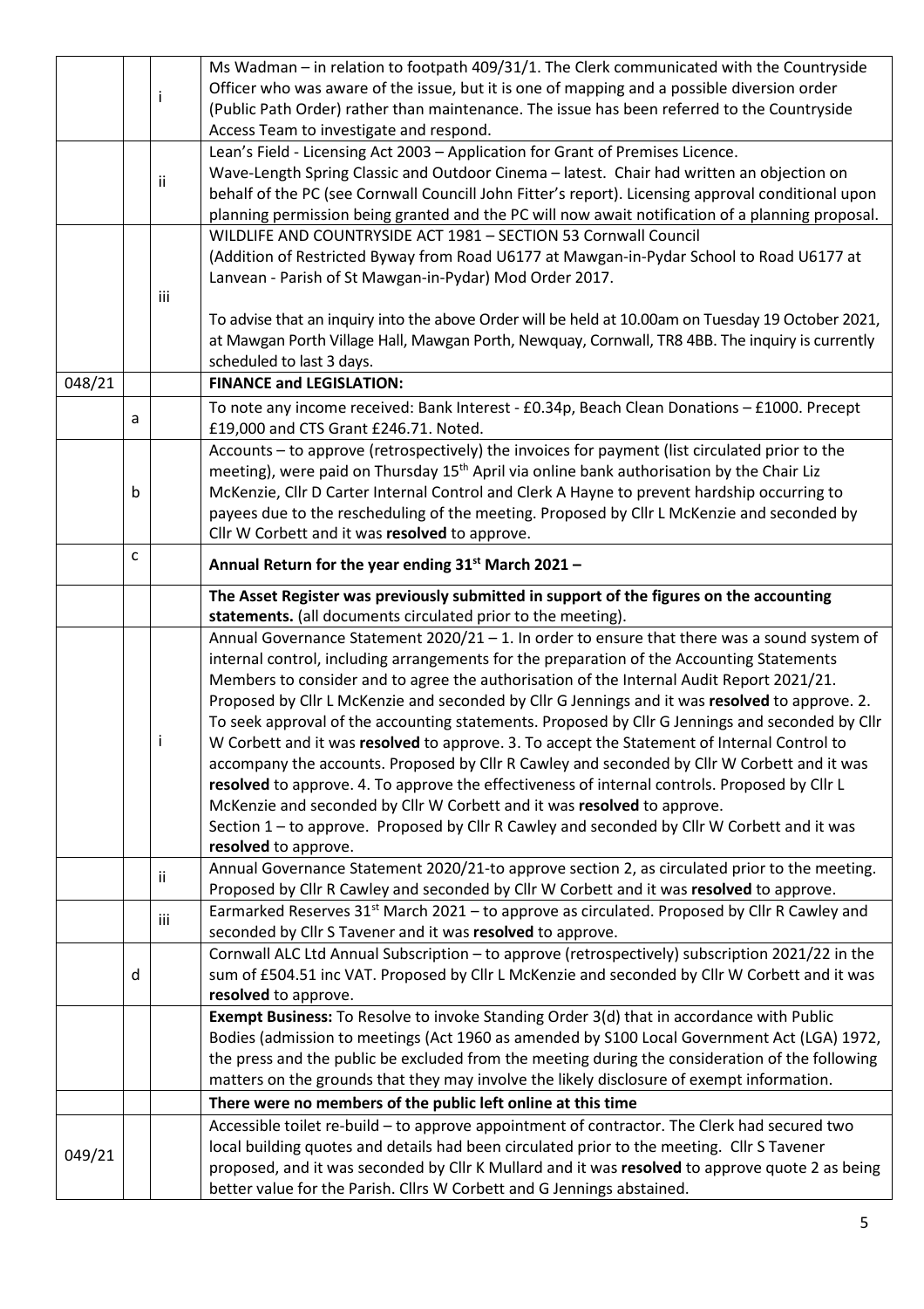| | | | |
|---|---|---|---|
| | | i | Ms Wadman – in relation to footpath 409/31/1. The Clerk communicated with the Countryside Officer who was aware of the issue, but it is one of mapping and a possible diversion order (Public Path Order) rather than maintenance. The issue has been referred to the Countryside Access Team to investigate and respond. |
| | | ii | Lean's Field - Licensing Act 2003 – Application for Grant of Premises Licence. Wave-Length Spring Classic and Outdoor Cinema – latest. Chair had written an objection on behalf of the PC (see Cornwall Councill John Fitter's report). Licensing approval conditional upon planning permission being granted and the PC will now await notification of a planning proposal. |
| | | iii | WILDLIFE AND COUNTRYSIDE ACT 1981 – SECTION 53 Cornwall Council (Addition of Restricted Byway from Road U6177 at Mawgan-in-Pydar School to Road U6177 at Lanvean - Parish of St Mawgan-in-Pydar) Mod Order 2017.<br><br>To advise that an inquiry into the above Order will be held at 10.00am on Tuesday 19 October 2021, at Mawgan Porth Village Hall, Mawgan Porth, Newquay, Cornwall, TR8 4BB. The inquiry is currently scheduled to last 3 days. |
| 048/21 | | | **FINANCE and LEGISLATION:** |
| | a | | To note any income received: Bank Interest - £0.34p, Beach Clean Donations – £1000. Precept £19,000 and CTS Grant £246.71. Noted. |
| | b | | Accounts – to approve (retrospectively) the invoices for payment (list circulated prior to the meeting), were paid on Thursday 15th April via online bank authorisation by the Chair Liz McKenzie, Cllr D Carter Internal Control and Clerk A Hayne to prevent hardship occurring to payees due to the rescheduling of the meeting. Proposed by Cllr L McKenzie and seconded by Cllr W Corbett and it was **resolved** to approve. |
| | c | | **Annual Return for the year ending 31st March 2021 –** |
| | | | **The Asset Register was previously submitted in support of the figures on the accounting statements.** (all documents circulated prior to the meeting). |
| | | i | Annual Governance Statement 2020/21 – 1. In order to ensure that there was a sound system of internal control, including arrangements for the preparation of the Accounting Statements Members to consider and to agree the authorisation of the Internal Audit Report 2021/21. Proposed by Cllr L McKenzie and seconded by Cllr G Jennings and it was **resolved** to approve. 2. To seek approval of the accounting statements. Proposed by Cllr G Jennings and seconded by Cllr W Corbett and it was **resolved** to approve. 3. To accept the Statement of Internal Control to accompany the accounts. Proposed by Cllr R Cawley and seconded by Cllr W Corbett and it was **resolved** to approve. 4. To approve the effectiveness of internal controls. Proposed by Cllr L McKenzie and seconded by Cllr W Corbett and it was **resolved** to approve.<br>Section 1 – to approve. Proposed by Cllr R Cawley and seconded by Cllr W Corbett and it was **resolved** to approve. |
| | | ii | Annual Governance Statement 2020/21-to approve section 2, as circulated prior to the meeting. Proposed by Cllr R Cawley and seconded by Cllr W Corbett and it was **resolved** to approve. |
| | | iii | Earmarked Reserves 31st March 2021 – to approve as circulated. Proposed by Cllr R Cawley and seconded by Cllr S Tavener and it was **resolved** to approve. |
| | d | | Cornwall ALC Ltd Annual Subscription – to approve (retrospectively) subscription 2021/22 in the sum of £504.51 inc VAT. Proposed by Cllr L McKenzie and seconded by Cllr W Corbett and it was **resolved** to approve. |
| | | | **Exempt Business:** To Resolve to invoke Standing Order 3(d) that in accordance with Public Bodies (admission to meetings (Act 1960 as amended by S100 Local Government Act (LGA) 1972, the press and the public be excluded from the meeting during the consideration of the following matters on the grounds that they may involve the likely disclosure of exempt information. |
| | | | **There were no members of the public left online at this time** |
| 049/21 | | | Accessible toilet re-build – to approve appointment of contractor. The Clerk had secured two local building quotes and details had been circulated prior to the meeting. Cllr S Tavener proposed, and it was seconded by Cllr K Mullard and it was **resolved** to approve quote 2 as being better value for the Parish. Cllrs W Corbett and G Jennings abstained. |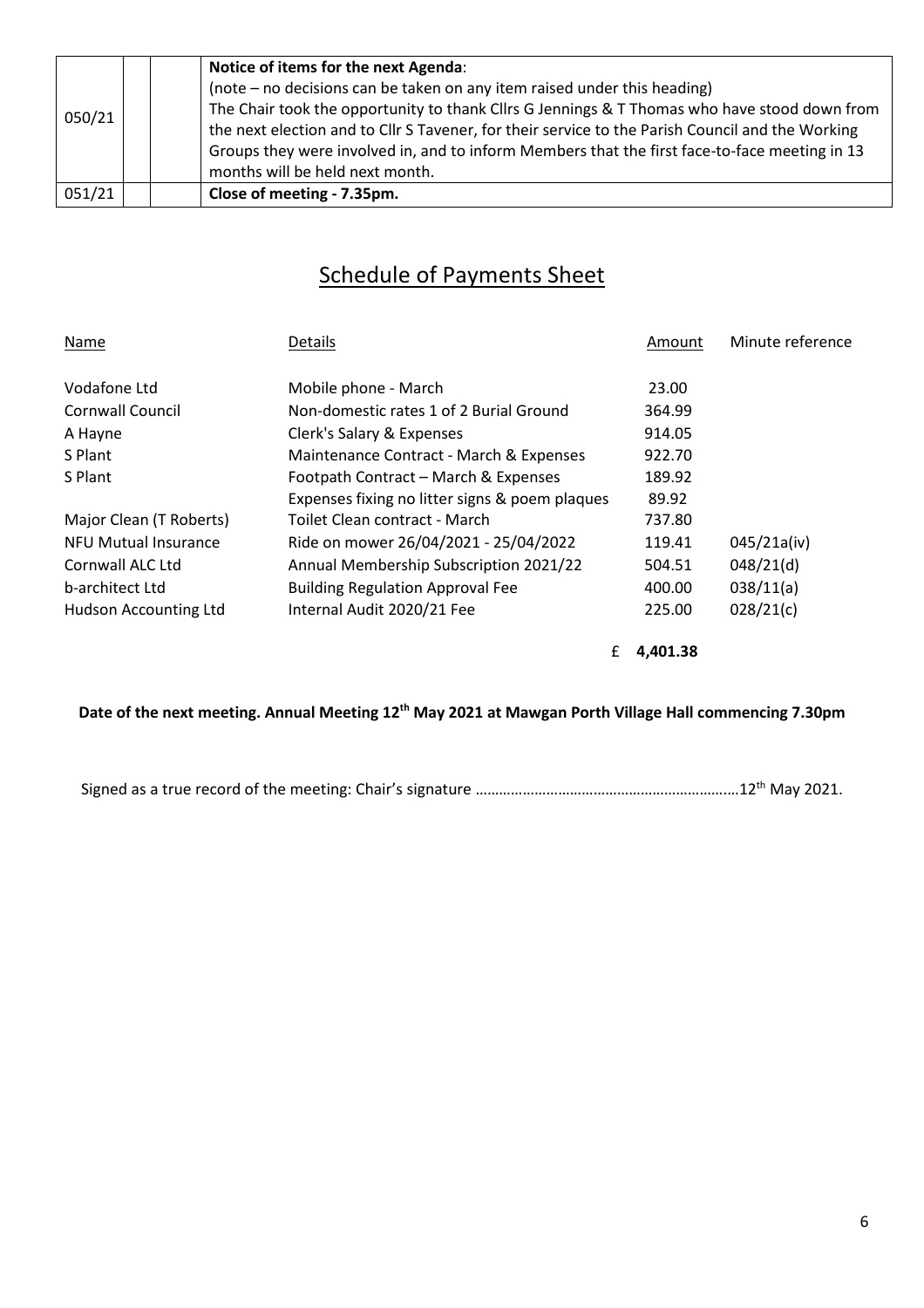| | | | |
|---|---|---|---|
| 050/21 | | | **Notice of items for the next Agenda**:<br>(note – no decisions can be taken on any item raised under this heading)<br>The Chair took the opportunity to thank Cllrs G Jennings & T Thomas who have stood down from the next election and to Cllr S Tavener, for their service to the Parish Council and the Working Groups they were involved in, and to inform Members that the first face-to-face meeting in 13 months will be held next month. |
| 051/21 | | | **Close of meeting - 7.35pm.** |

## Schedule of Payments Sheet

| Name | Details | Amount | Minute reference |
|---|---|---|---|
| Vodafone Ltd | Mobile phone - March | 23.00 | |
| Cornwall Council | Non-domestic rates 1 of 2 Burial Ground | 364.99 | |
| A Hayne | Clerk's Salary & Expenses | 914.05 | |
| S Plant | Maintenance Contract - March & Expenses | 922.70 | |
| S Plant | Footpath Contract – March & Expenses | 189.92 | |
| | Expenses fixing no litter signs & poem plaques | 89.92 | |
| Major Clean (T Roberts) | Toilet Clean contract - March | 737.80 | |
| NFU Mutual Insurance | Ride on mower 26/04/2021 - 25/04/2022 | 119.41 | 045/21a(iv) |
| Cornwall ALC Ltd | Annual Membership Subscription 2021/22 | 504.51 | 048/21(d) |
| b-architect Ltd | Building Regulation Approval Fee | 400.00 | 038/11(a) |
| Hudson Accounting Ltd | Internal Audit 2020/21 Fee | 225.00 | 028/21(c) |
| | | £ **4,401.38** | |

**Date of the next meeting. Annual Meeting 12th May 2021 at Mawgan Porth Village Hall commencing 7.30pm**

Signed as a true record of the meeting: Chair's signature ………………………………………………………..12th May 2021.